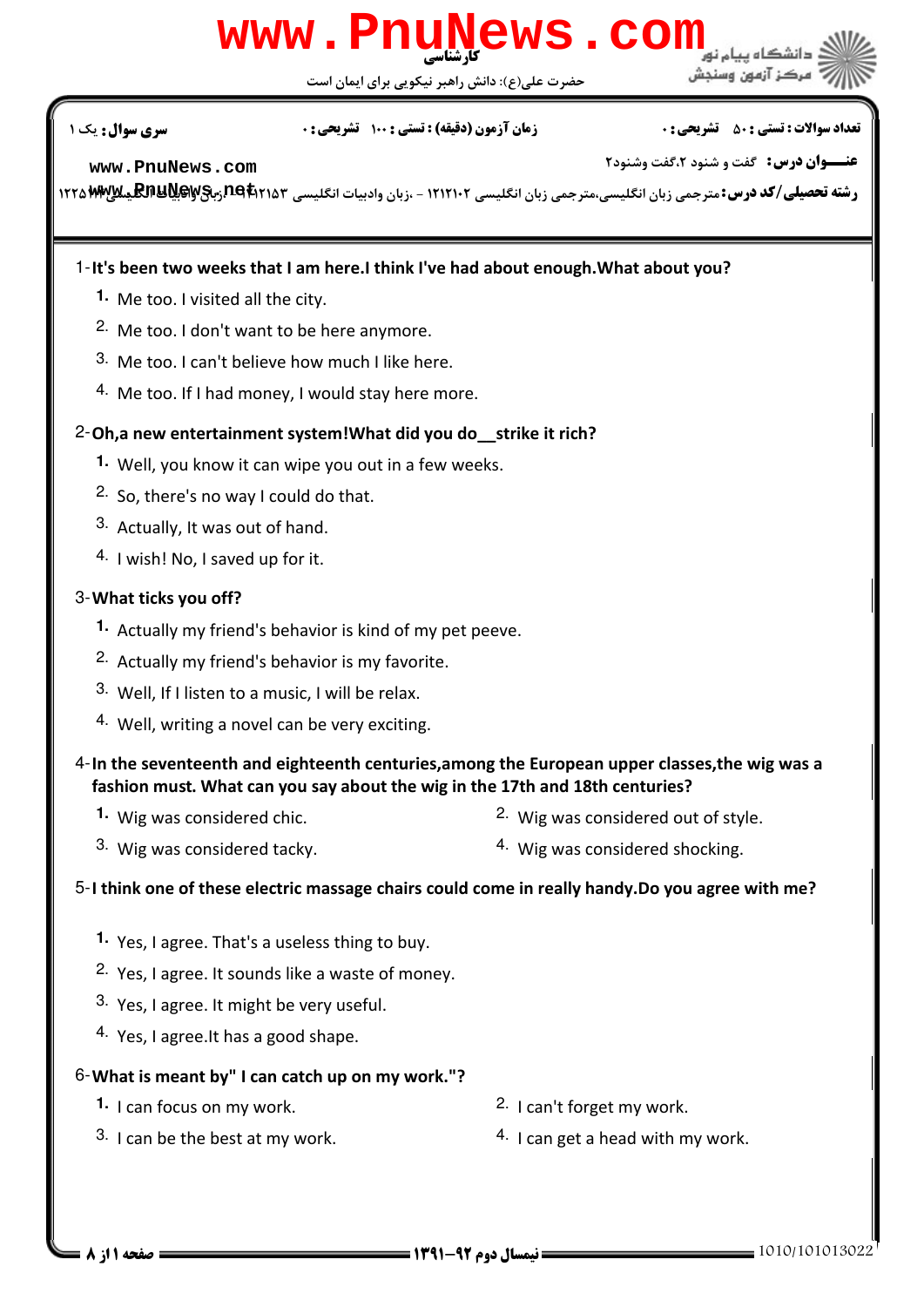**کارشناسی**

حضرت علی(ع): دانش راهبر نیکویی برای ایمان است

**سری سوال:** یک ۱

**زمان آزمون (دقیقه) : تستی :** ۱۰۰ **تشریحی :** ۰

**تعداد سوالات : تستی :** ۵۰ **تشریحی :** ۰

**عنـــوان درس:** گفت و شنود ۲،گفت وشنود۲

**رشته تحصیلی/کد درس:** مترجمی زبان انگلیسی،مترجمی زبان انگلیسی ۱۲۱۲۱۰۲ - ،زبان وادبیات انگلیسی ۱۲۱۲۱۵۳ - ،زبان وادبیات انگلیسی ۱۲۲۵۰۲۳

1-**It's been two weeks that I am here.I think I've had about enough.What about you?**

1. Me too. I visited all the city.
2. Me too. I don't want to be here anymore.
3. Me too. I can't believe how much I like here.
4. Me too. If I had money, I would stay here more.

2-**Oh,a new entertainment system!What did you do__strike it rich?**

1. Well, you know it can wipe you out in a few weeks.
2. So, there's no way I could do that.
3. Actually, It was out of hand.
4. I wish! No, I saved up for it.

3-**What ticks you off?**

1. Actually my friend's behavior is kind of my pet peeve.
2. Actually my friend's behavior is my favorite.
3. Well, If I listen to a music, I will be relax.
4. Well, writing a novel can be very exciting.

4-**In the seventeenth and eighteenth centuries,among the European upper classes,the wig was a fashion must. What can you say about the wig in the 17th and 18th centuries?**

1. Wig was considered chic.
2. Wig was considered out of style.
3. Wig was considered tacky.
4. Wig was considered shocking.

5-**I think one of these electric massage chairs could come in really handy.Do you agree with me?**

1. Yes, I agree. That's a useless thing to buy.
2. Yes, I agree. It sounds like a waste of money.
3. Yes, I agree. It might be very useful.
4. Yes, I agree.It has a good shape.

6-**What is meant by" I can catch up on my work."?**

1. I can focus on my work.
2. I can't forget my work.
3. I can be the best at my work.
4. I can get a head with my work.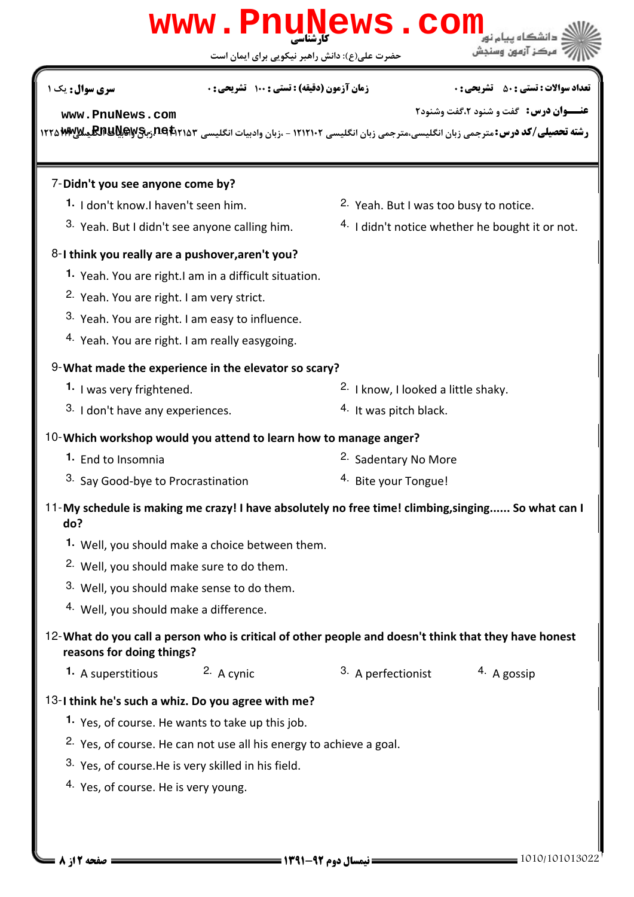7-**Didn't you see anyone come by?**

1. I don't know.I haven't seen him.
2. Yeah. But I was too busy to notice.
3. Yeah. But I didn't see anyone calling him.
4. I didn't notice whether he bought it or not.

8-**I think you really are a pushover,aren't you?**

1. Yeah. You are right.I am in a difficult situation.
2. Yeah. You are right. I am very strict.
3. Yeah. You are right. I am easy to influence.
4. Yeah. You are right. I am really easygoing.

9-**What made the experience in the elevator so scary?**

1. I was very frightened.
2. I know, I looked a little shaky.
3. I don't have any experiences.
4. It was pitch black.

10-**Which workshop would you attend to learn how to manage anger?**

1. End to Insomnia
2. Sadentary No More
3. Say Good-bye to Procrastination
4. Bite your Tongue!

11-**My schedule is making me crazy! I have absolutely no free time! climbing,singing...... So what can I do?**

1. Well, you should make a choice between them.
2. Well, you should make sure to do them.
3. Well, you should make sense to do them.
4. Well, you should make a difference.

12-**What do you call a person who is critical of other people and doesn't think that they have honest reasons for doing things?**

1. A superstitious
2. A cynic
3. A perfectionist
4. A gossip

13-**I think he's such a whiz. Do you agree with me?**

1. Yes, of course. He wants to take up this job.
2. Yes, of course. He can not use all his energy to achieve a goal.
3. Yes, of course.He is very skilled in his field.
4. Yes, of course. He is very young.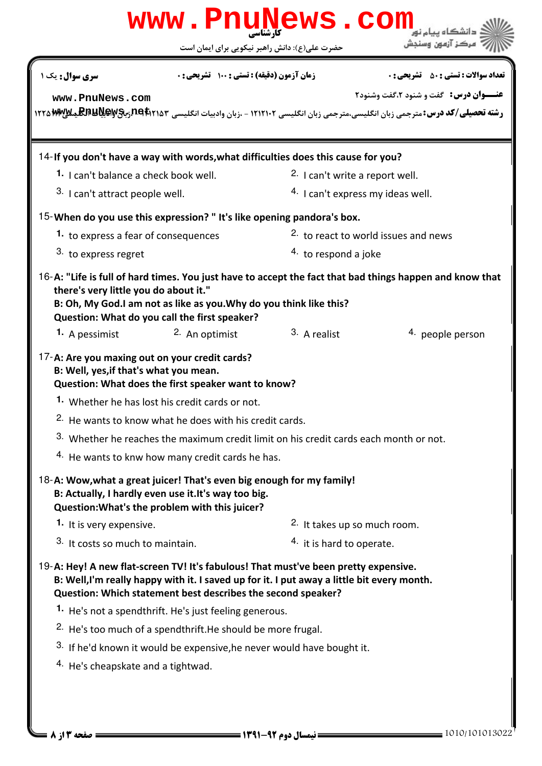14- **If you don't have a way with words,what difficulties does this cause for you?**

1. I can't balance a check book well.
2. I can't write a report well.
3. I can't attract people well.
4. I can't express my ideas well.

15- **When do you use this expression? " It's like opening pandora's box.**

1. to express a fear of consequences
2. to react to world issues and news
3. to express regret
4. to respond a joke

16- **A: "Life is full of hard times. You just have to accept the fact that bad things happen and know that there's very little you do about it."**
**B: Oh, My God.I am not as like as you.Why do you think like this?**
**Question: What do you call the first speaker?**

1. A pessimist
2. An optimist
3. A realist
4. people person

17- **A: Are you maxing out on your credit cards?**
**B: Well, yes,if that's what you mean.**
**Question: What does the first speaker want to know?**

1. Whether he has lost his credit cards or not.
2. He wants to know what he does with his credit cards.
3. Whether he reaches the maximum credit limit on his credit cards each month or not.
4. He wants to knw how many credit cards he has.

18- **A: Wow,what a great juicer! That's even big enough for my family!**
**B: Actually, I hardly even use it.It's way too big.**
**Question:What's the problem with this juicer?**

1. It is very expensive.
2. It takes up so much room.
3. It costs so much to maintain.
4. it is hard to operate.

19- **A: Hey! A new flat-screen TV! It's fabulous! That must've been pretty expensive.**
**B: Well,I'm really happy with it. I saved up for it. I put away a little bit every month.**
**Question: Which statement best describes the second speaker?**

1. He's not a spendthrift. He's just feeling generous.
2. He's too much of a spendthrift.He should be more frugal.
3. If he'd known it would be expensive,he never would have bought it.
4. He's cheapskate and a tightwad.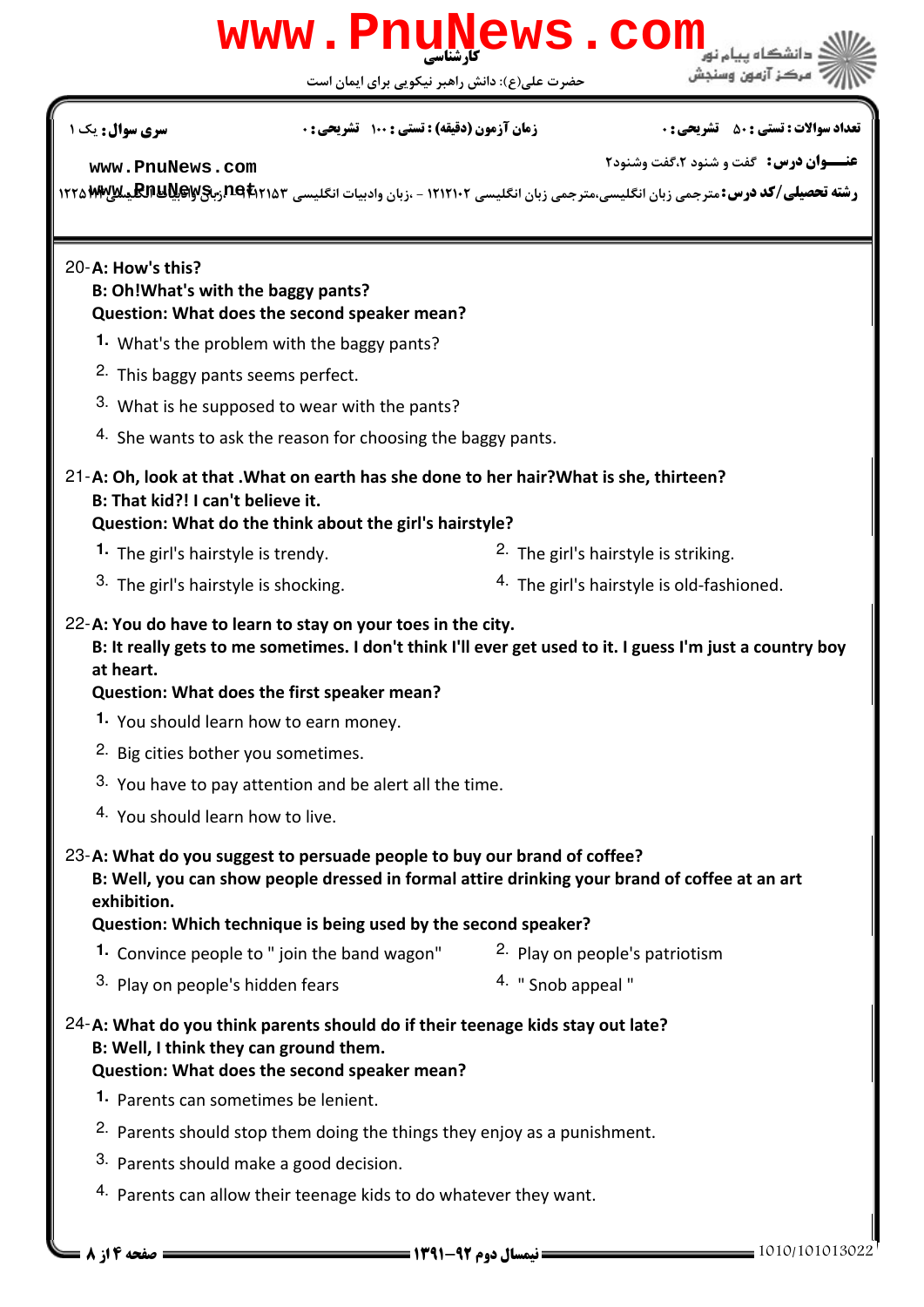20- **A: How's this?**
**B: Oh!What's with the baggy pants?**
**Question: What does the second speaker mean?**

1. What's the problem with the baggy pants?
2. This baggy pants seems perfect.
3. What is he supposed to wear with the pants?
4. She wants to ask the reason for choosing the baggy pants.

21- **A: Oh, look at that .What on earth has she done to her hair?What is she, thirteen?**
**B: That kid?! I can't believe it.**
**Question: What do the think about the girl's hairstyle?**

1. The girl's hairstyle is trendy.
2. The girl's hairstyle is striking.
3. The girl's hairstyle is shocking.
4. The girl's hairstyle is old-fashioned.

22- **A: You do have to learn to stay on your toes in the city.**
**B: It really gets to me sometimes. I don't think I'll ever get used to it. I guess I'm just a country boy at heart.**
**Question: What does the first speaker mean?**

1. You should learn how to earn money.
2. Big cities bother you sometimes.
3. You have to pay attention and be alert all the time.
4. You should learn how to live.

23- **A: What do you suggest to persuade people to buy our brand of coffee?**
**B: Well, you can show people dressed in formal attire drinking your brand of coffee at an art exhibition.**
**Question: Which technique is being used by the second speaker?**

1. Convince people to " join the band wagon"
2. Play on people's patriotism
3. Play on people's hidden fears
4. " Snob appeal "

24- **A: What do you think parents should do if their teenage kids stay out late?**
**B: Well, I think they can ground them.**
**Question: What does the second speaker mean?**

1. Parents can sometimes be lenient.
2. Parents should stop them doing the things they enjoy as a punishment.
3. Parents should make a good decision.
4. Parents can allow their teenage kids to do whatever they want.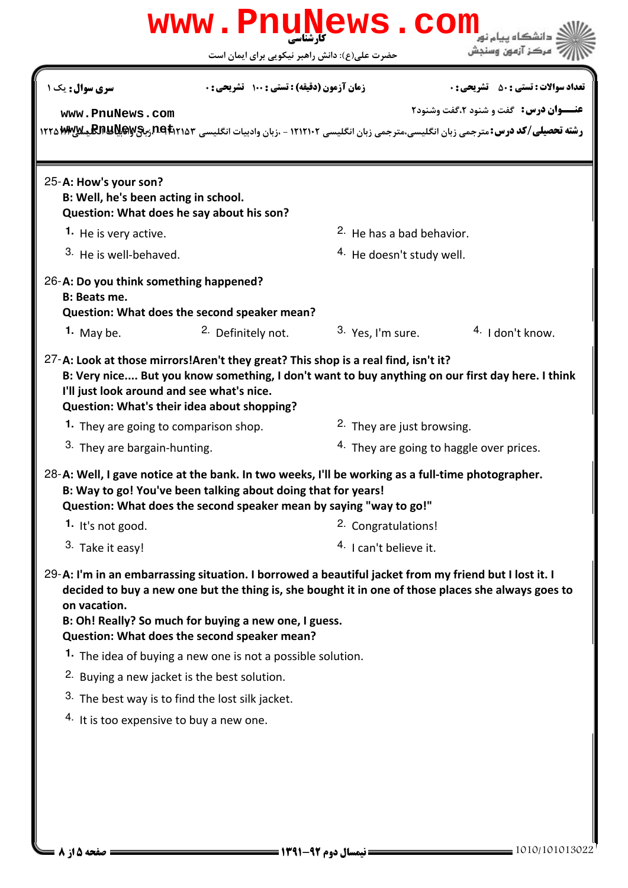25- **A: How's your son?**
**B: Well, he's been acting in school.**
**Question: What does he say about his son?**

1. He is very active.
2. He has a bad behavior.
3. He is well-behaved.
4. He doesn't study well.

26- **A: Do you think something happened?**
**B: Beats me.**
**Question: What does the second speaker mean?**

1. May be.
2. Definitely not.
3. Yes, I'm sure.
4. I don't know.

27- **A: Look at those mirrors!Aren't they great? This shop is a real find, isn't it?**
**B: Very nice.... But you know something, I don't want to buy anything on our first day here. I think I'll just look around and see what's nice.**
**Question: What's their idea about shopping?**

1. They are going to comparison shop.
2. They are just browsing.
3. They are bargain-hunting.
4. They are going to haggle over prices.

28- **A: Well, I gave notice at the bank. In two weeks, I'll be working as a full-time photographer.**
**B: Way to go! You've been talking about doing that for years!**
**Question: What does the second speaker mean by saying "way to go!"**

1. It's not good.
2. Congratulations!
3. Take it easy!
4. I can't believe it.

29- **A: I'm in an embarrassing situation. I borrowed a beautiful jacket from my friend but I lost it. I decided to buy a new one but the thing is, she bought it in one of those places she always goes to on vacation.**
**B: Oh! Really? So much for buying a new one, I guess.**
**Question: What does the second speaker mean?**

1. The idea of buying a new one is not a possible solution.
2. Buying a new jacket is the best solution.
3. The best way is to find the lost silk jacket.
4. It is too expensive to buy a new one.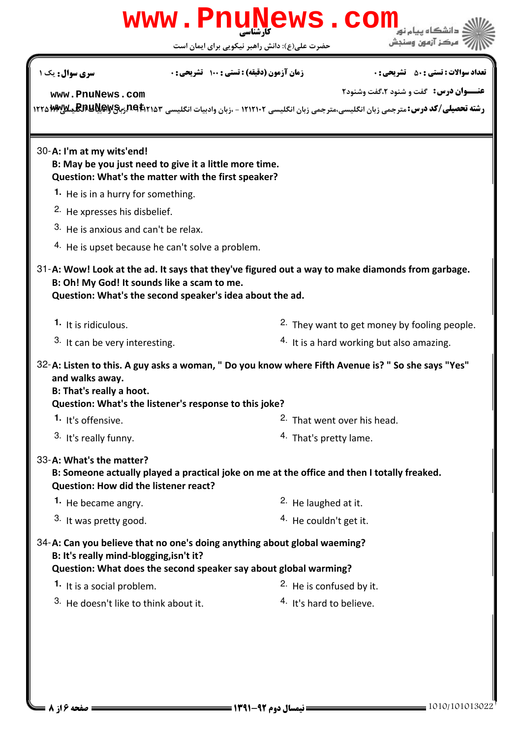**سری سوال:** یک ۱ &nbsp;&nbsp;&nbsp; **زمان آزمون (دقیقه) : تستی :** ۱۰۰ **تشریحی :** ۰ &nbsp;&nbsp;&nbsp; **تعداد سوالات : تستی :** ۵۰ **تشریحی :** ۰

**عنـــوان درس:** گفت و شنود ۲،گفت وشنود۲

**رشته تحصیلی/کد درس:** مترجمی زبان انگلیسی،مترجمی زبان انگلیسی ۱۲۱۲۱۰۲ - ،زبان وادبیات انگلیسی ۱۲۱۲۱۵۳ - ،زبان وادبیات انگلیسی ۱۲۲۵۰۳۴

30- **A: I'm at my wits'end!**
**B: May be you just need to give it a little more time.**
**Question: What's the matter with the first speaker?**

1. He is in a hurry for something.
2. He xpresses his disbelief.
3. He is anxious and can't be relax.
4. He is upset because he can't solve a problem.

31- **A: Wow! Look at the ad. It says that they've figured out a way to make diamonds from garbage.**
**B: Oh! My God! It sounds like a scam to me.**
**Question: What's the second speaker's idea about the ad.**

1. It is ridiculous.
2. They want to get money by fooling people.
3. It can be very interesting.
4. It is a hard working but also amazing.

32- **A: Listen to this. A guy asks a woman, " Do you know where Fifth Avenue is? " So she says "Yes" and walks away.**
**B: That's really a hoot.**
**Question: What's the listener's response to this joke?**

1. It's offensive.
2. That went over his head.
3. It's really funny.
4. That's pretty lame.

33- **A: What's the matter?**
**B: Someone actually played a practical joke on me at the office and then I totally freaked.**
**Question: How did the listener react?**

1. He became angry.
2. He laughed at it.
3. It was pretty good.
4. He couldn't get it.

34- **A: Can you believe that no one's doing anything about global waeming?**
**B: It's really mind-blogging,isn't it?**
**Question: What does the second speaker say about global warming?**

1. It is a social problem.
2. He is confused by it.
3. He doesn't like to think about it.
4. It's hard to believe.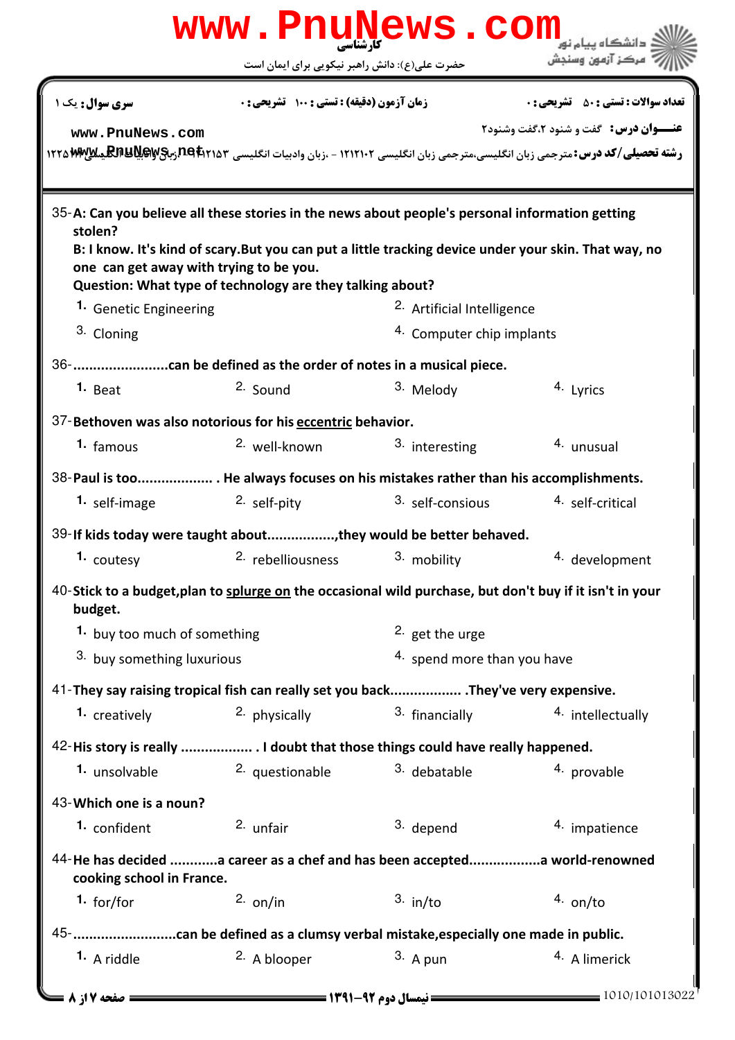35-**A: Can you believe all these stories in the news about people's personal information getting stolen?**
**B: I know. It's kind of scary.But you can put a little tracking device under your skin. That way, no one can get away with trying to be you.**
**Question: What type of technology are they talking about?**

1. Genetic Engineering
2. Artificial Intelligence
3. Cloning
4. Computer chip implants

36-**........................can be defined as the order of notes in a musical piece.**

1. Beat
2. Sound
3. Melody
4. Lyrics

37-**Bethoven was also notorious for his eccentric behavior.**

1. famous
2. well-known
3. interesting
4. unusual

38-**Paul is too................... . He always focuses on his mistakes rather than his accomplishments.**

1. self-image
2. self-pity
3. self-consious
4. self-critical

39-**If kids today were taught about.................,they would be better behaved.**

1. coutesy
2. rebelliousness
3. mobility
4. development

40-**Stick to a budget,plan to splurge on the occasional wild purchase, but don't buy if it isn't in your budget.**

1. buy too much of something
2. get the urge
3. buy something luxurious
4. spend more than you have

41-**They say raising tropical fish can really set you back.................. .They've very expensive.**

1. creatively
2. physically
3. financially
4. intellectually

42-**His story is really .................. . I doubt that those things could have really happened.**

1. unsolvable
2. questionable
3. debatable
4. provable

43-**Which one is a noun?**

1. confident
2. unfair
3. depend
4. impatience

44-**He has decided ............a career as a chef and has been accepted.................a world-renowned cooking school in France.**

1. for/for
2. on/in
3. in/to
4. on/to

45-**..........................can be defined as a clumsy verbal mistake,especially one made in public.**

1. A riddle
2. A blooper
3. A pun
4. A limerick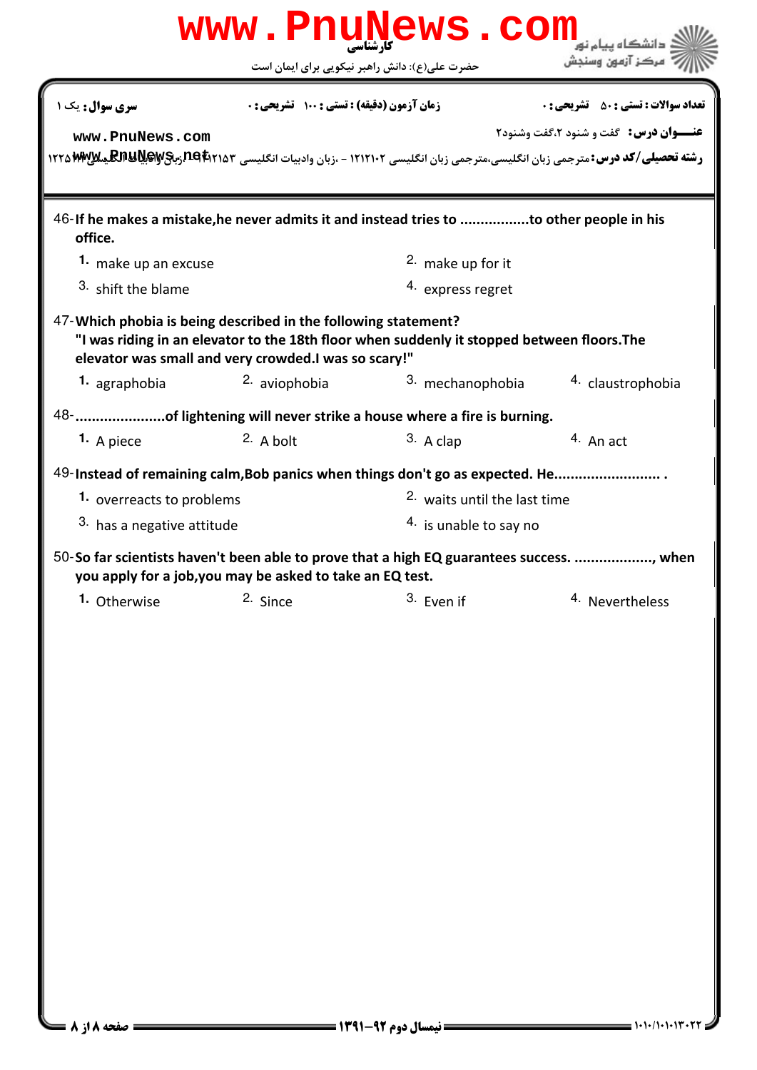46-**If he makes a mistake,he never admits it and instead tries to .................to other people in his office.**

1. make up an excuse
2. make up for it
3. shift the blame
4. express regret

47-**Which phobia is being described in the following statement?**
**"I was riding in an elevator to the 18th floor when suddenly it stopped between floors.The elevator was small and very crowded.I was so scary!"**

1. agraphobia
2. aviophobia
3. mechanophobia
4. claustrophobia

48-**......................of lightening will never strike a house where a fire is burning.**

1. A piece
2. A bolt
3. A clap
4. An act

49-**Instead of remaining calm,Bob panics when things don't go as expected. He.......................... .**

1. overreacts to problems
2. waits until the last time
3. has a negative attitude
4. is unable to say no

50-**So far scientists haven't been able to prove that a high EQ guarantees success. ..................., when you apply for a job,you may be asked to take an EQ test.**

1. Otherwise
2. Since
3. Even if
4. Nevertheless